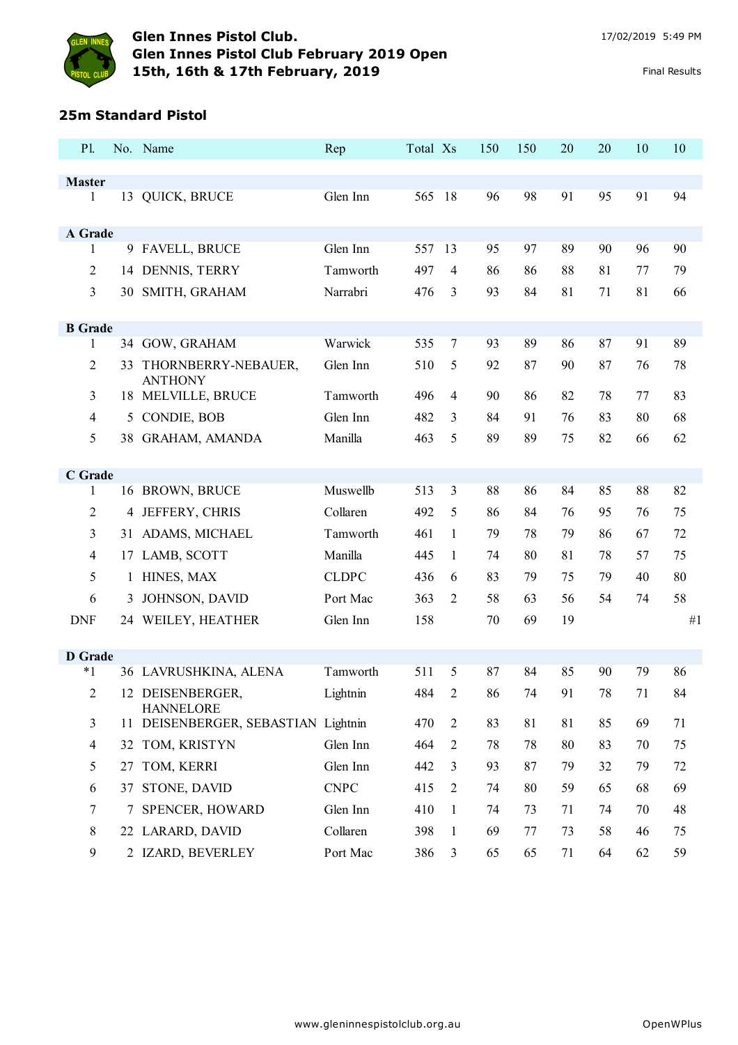# Glen Innes Pistol Club.
## Glen Innes Pistol Club February 2019 Open
## 15th, 16th & 17th February, 2019

17/02/2019 5:49 PM

Final Results

### 25m Standard Pistol

| Pl. | No. | Name | Rep | Total | Xs | 150 | 150 | 20 | 20 | 10 | 10 |
|---|---|---|---|---|---|---|---|---|---|---|---|
| **Master** | | | | | | | | | | | |
| 1 | 13 | QUICK, BRUCE | Glen Inn | 565 | 18 | 96 | 98 | 91 | 95 | 91 | 94 |
| **A Grade** | | | | | | | | | | | |
| 1 | 9 | FAVELL, BRUCE | Glen Inn | 557 | 13 | 95 | 97 | 89 | 90 | 96 | 90 |
| 2 | 14 | DENNIS, TERRY | Tamworth | 497 | 4 | 86 | 86 | 88 | 81 | 77 | 79 |
| 3 | 30 | SMITH, GRAHAM | Narrabri | 476 | 3 | 93 | 84 | 81 | 71 | 81 | 66 |
| **B Grade** | | | | | | | | | | | |
| 1 | 34 | GOW, GRAHAM | Warwick | 535 | 7 | 93 | 89 | 86 | 87 | 91 | 89 |
| 2 | 33 | THORNBERRY-NEBAUER, ANTHONY | Glen Inn | 510 | 5 | 92 | 87 | 90 | 87 | 76 | 78 |
| 3 | 18 | MELVILLE, BRUCE | Tamworth | 496 | 4 | 90 | 86 | 82 | 78 | 77 | 83 |
| 4 | 5 | CONDIE, BOB | Glen Inn | 482 | 3 | 84 | 91 | 76 | 83 | 80 | 68 |
| 5 | 38 | GRAHAM, AMANDA | Manilla | 463 | 5 | 89 | 89 | 75 | 82 | 66 | 62 |
| **C Grade** | | | | | | | | | | | |
| 1 | 16 | BROWN, BRUCE | Muswellb | 513 | 3 | 88 | 86 | 84 | 85 | 88 | 82 |
| 2 | 4 | JEFFERY, CHRIS | Collaren | 492 | 5 | 86 | 84 | 76 | 95 | 76 | 75 |
| 3 | 31 | ADAMS, MICHAEL | Tamworth | 461 | 1 | 79 | 78 | 79 | 86 | 67 | 72 |
| 4 | 17 | LAMB, SCOTT | Manilla | 445 | 1 | 74 | 80 | 81 | 78 | 57 | 75 |
| 5 | 1 | HINES, MAX | CLDPC | 436 | 6 | 83 | 79 | 75 | 79 | 40 | 80 |
| 6 | 3 | JOHNSON, DAVID | Port Mac | 363 | 2 | 58 | 63 | 56 | 54 | 74 | 58 |
| DNF | 24 | WEILEY, HEATHER | Glen Inn | 158 | | 70 | 69 | 19 | | | #1 |
| **D Grade** | | | | | | | | | | | |
| *1 | 36 | LAVRUSHKINA, ALENA | Tamworth | 511 | 5 | 87 | 84 | 85 | 90 | 79 | 86 |
| 2 | 12 | DEISENBERGER, HANNELORE | Lightnin | 484 | 2 | 86 | 74 | 91 | 78 | 71 | 84 |
| 3 | 11 | DEISENBERGER, SEBASTIAN | Lightnin | 470 | 2 | 83 | 81 | 81 | 85 | 69 | 71 |
| 4 | 32 | TOM, KRISTYN | Glen Inn | 464 | 2 | 78 | 78 | 80 | 83 | 70 | 75 |
| 5 | 27 | TOM, KERRI | Glen Inn | 442 | 3 | 93 | 87 | 79 | 32 | 79 | 72 |
| 6 | 37 | STONE, DAVID | CNPC | 415 | 2 | 74 | 80 | 59 | 65 | 68 | 69 |
| 7 | 7 | SPENCER, HOWARD | Glen Inn | 410 | 1 | 74 | 73 | 71 | 74 | 70 | 48 |
| 8 | 22 | LARARD, DAVID | Collaren | 398 | 1 | 69 | 77 | 73 | 58 | 46 | 75 |
| 9 | 2 | IZARD, BEVERLEY | Port Mac | 386 | 3 | 65 | 65 | 71 | 64 | 62 | 59 |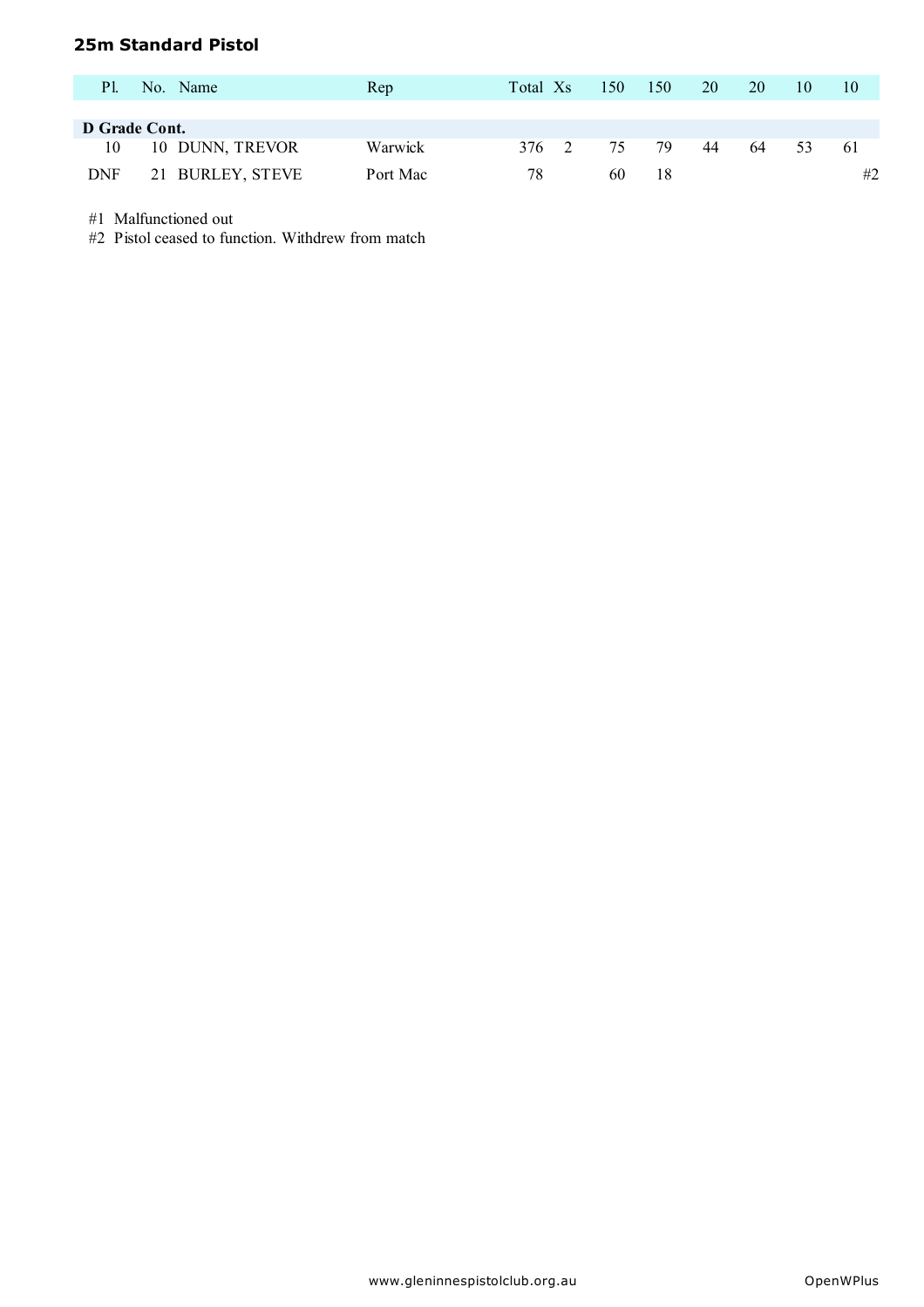## 25m Standard Pistol

| Pl. | No. | Name | Rep | Total | Xs | 150 | 150 | 20 | 20 | 10 | 10 |
|---|---|---|---|---|---|---|---|---|---|---|---|
| **D Grade Cont.** | | | | | | | | | | | |
| 10 | 10 | DUNN, TREVOR | Warwick | 376 | 2 | 75 | 79 | 44 | 64 | 53 | 61 |
| DNF | 21 | BURLEY, STEVE | Port Mac | 78 | | 60 | 18 | | | | #2 |

#1 Malfunctioned out
#2 Pistol ceased to function. Withdrew from match

www.gleninnespistolclub.org.au

OpenWPlus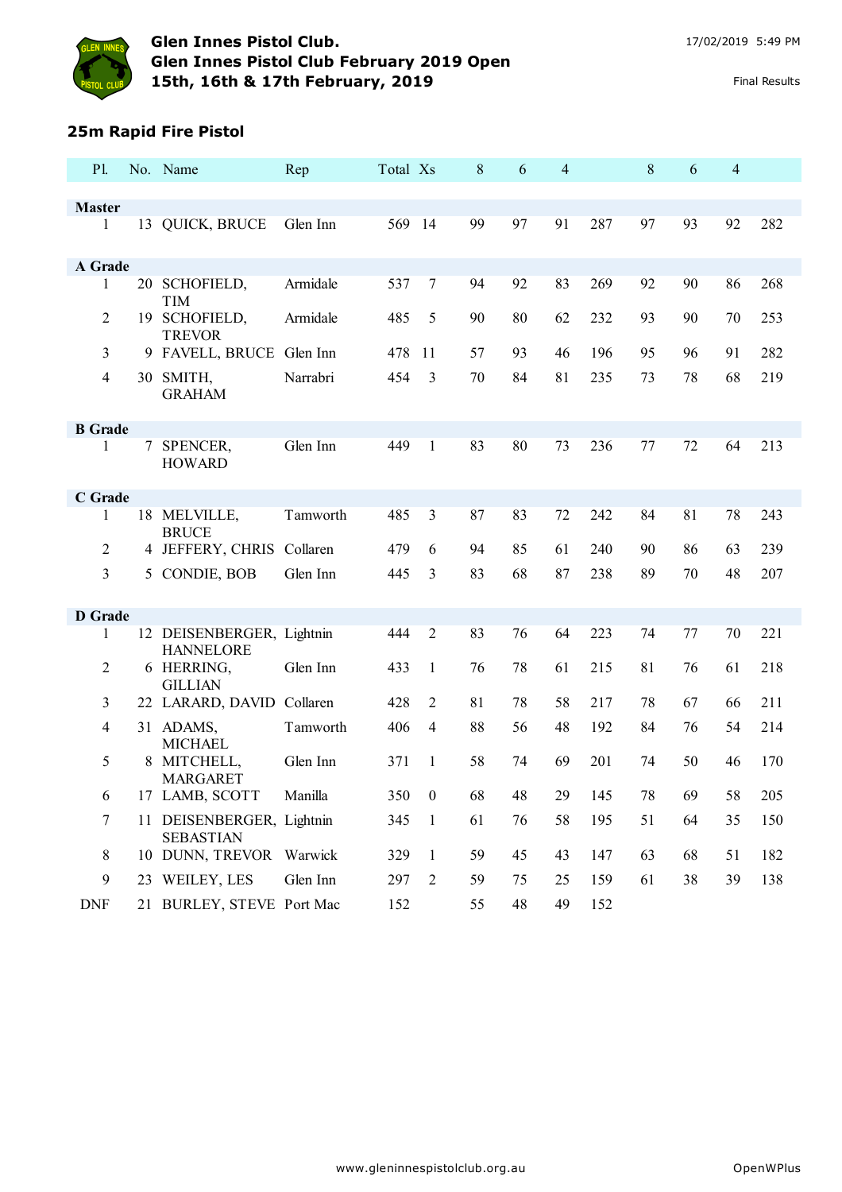**Glen Innes Pistol Club.**
**Glen Innes Pistol Club February 2019 Open**
**15th, 16th & 17th February, 2019**

17/02/2019 5:49 PM

Final Results

## 25m Rapid Fire Pistol

| Pl. | No. | Name | Rep | Total | Xs | 8 | 6 | 4 | | 8 | 6 | 4 | |
|---|---|---|---|---|---|---|---|---|---|---|---|---|---|
| **Master** | | | | | | | | | | | | | |
| 1 | 13 | QUICK, BRUCE | Glen Inn | 569 | 14 | 99 | 97 | 91 | 287 | 97 | 93 | 92 | 282 |
| **A Grade** | | | | | | | | | | | | | |
| 1 | 20 | SCHOFIELD, TIM | Armidale | 537 | 7 | 94 | 92 | 83 | 269 | 92 | 90 | 86 | 268 |
| 2 | 19 | SCHOFIELD, TREVOR | Armidale | 485 | 5 | 90 | 80 | 62 | 232 | 93 | 90 | 70 | 253 |
| 3 | 9 | FAVELL, BRUCE | Glen Inn | 478 | 11 | 57 | 93 | 46 | 196 | 95 | 96 | 91 | 282 |
| 4 | 30 | SMITH, GRAHAM | Narrabri | 454 | 3 | 70 | 84 | 81 | 235 | 73 | 78 | 68 | 219 |
| **B Grade** | | | | | | | | | | | | | |
| 1 | 7 | SPENCER, HOWARD | Glen Inn | 449 | 1 | 83 | 80 | 73 | 236 | 77 | 72 | 64 | 213 |
| **C Grade** | | | | | | | | | | | | | |
| 1 | 18 | MELVILLE, BRUCE | Tamworth | 485 | 3 | 87 | 83 | 72 | 242 | 84 | 81 | 78 | 243 |
| 2 | 4 | JEFFERY, CHRIS | Collaren | 479 | 6 | 94 | 85 | 61 | 240 | 90 | 86 | 63 | 239 |
| 3 | 5 | CONDIE, BOB | Glen Inn | 445 | 3 | 83 | 68 | 87 | 238 | 89 | 70 | 48 | 207 |
| **D Grade** | | | | | | | | | | | | | |
| 1 | 12 | DEISENBERGER, HANNELORE | Lightnin | 444 | 2 | 83 | 76 | 64 | 223 | 74 | 77 | 70 | 221 |
| 2 | 6 | HERRING, GILLIAN | Glen Inn | 433 | 1 | 76 | 78 | 61 | 215 | 81 | 76 | 61 | 218 |
| 3 | 22 | LARARD, DAVID | Collaren | 428 | 2 | 81 | 78 | 58 | 217 | 78 | 67 | 66 | 211 |
| 4 | 31 | ADAMS, MICHAEL | Tamworth | 406 | 4 | 88 | 56 | 48 | 192 | 84 | 76 | 54 | 214 |
| 5 | 8 | MITCHELL, MARGARET | Glen Inn | 371 | 1 | 58 | 74 | 69 | 201 | 74 | 50 | 46 | 170 |
| 6 | 17 | LAMB, SCOTT | Manilla | 350 | 0 | 68 | 48 | 29 | 145 | 78 | 69 | 58 | 205 |
| 7 | 11 | DEISENBERGER, SEBASTIAN | Lightnin | 345 | 1 | 61 | 76 | 58 | 195 | 51 | 64 | 35 | 150 |
| 8 | 10 | DUNN, TREVOR | Warwick | 329 | 1 | 59 | 45 | 43 | 147 | 63 | 68 | 51 | 182 |
| 9 | 23 | WEILEY, LES | Glen Inn | 297 | 2 | 59 | 75 | 25 | 159 | 61 | 38 | 39 | 138 |
| DNF | 21 | BURLEY, STEVE | Port Mac | 152 | | 55 | 48 | 49 | 152 | | | | |

www.gleninnespistolclub.org.au

OpenWPlus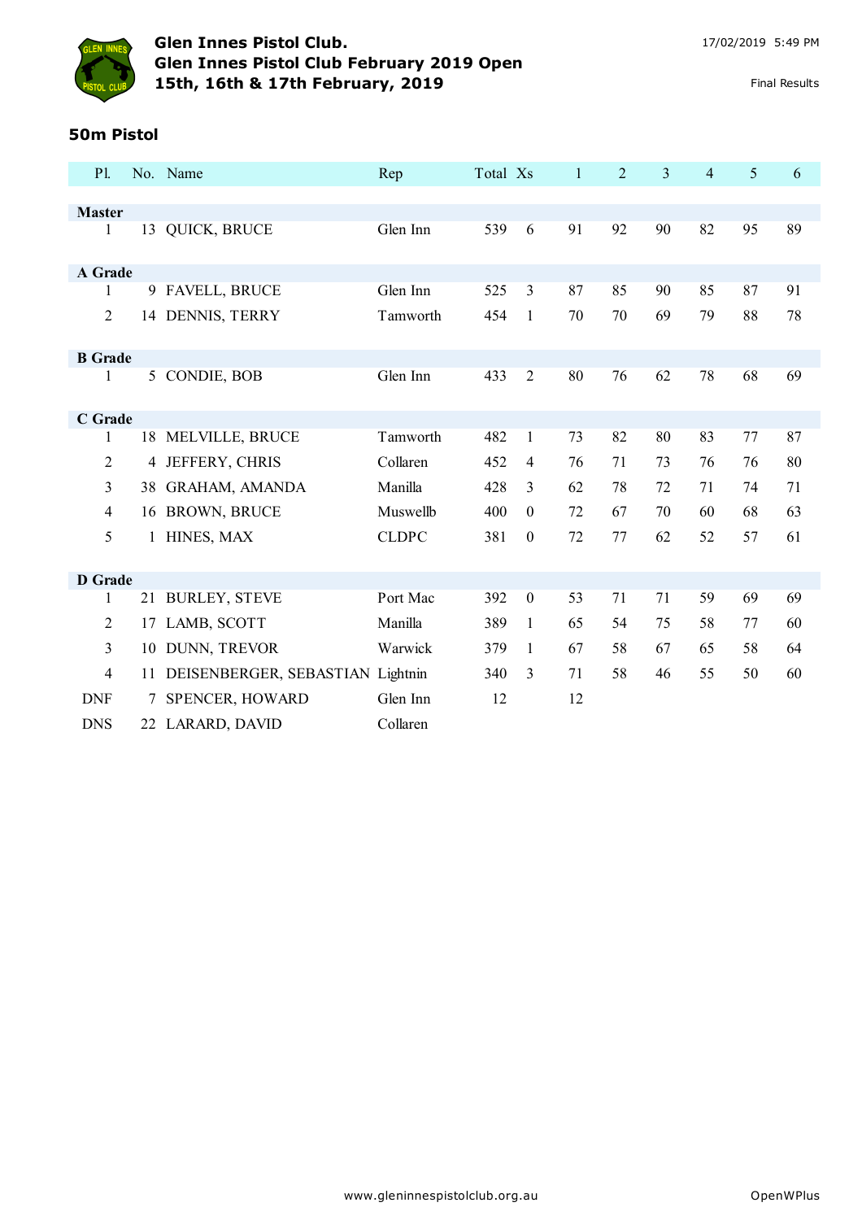**Glen Innes Pistol Club.**
**Glen Innes Pistol Club February 2019 Open**
**15th, 16th & 17th February, 2019**

17/02/2019 5:49 PM

Final Results

## 50m Pistol

| Pl. | No. | Name | Rep | Total | Xs | 1 | 2 | 3 | 4 | 5 | 6 |
|---|---|---|---|---|---|---|---|---|---|---|---|
| **Master** | | | | | | | | | | | |
| 1 | 13 | QUICK, BRUCE | Glen Inn | 539 | 6 | 91 | 92 | 90 | 82 | 95 | 89 |
| **A Grade** | | | | | | | | | | | |
| 1 | 9 | FAVELL, BRUCE | Glen Inn | 525 | 3 | 87 | 85 | 90 | 85 | 87 | 91 |
| 2 | 14 | DENNIS, TERRY | Tamworth | 454 | 1 | 70 | 70 | 69 | 79 | 88 | 78 |
| **B Grade** | | | | | | | | | | | |
| 1 | 5 | CONDIE, BOB | Glen Inn | 433 | 2 | 80 | 76 | 62 | 78 | 68 | 69 |
| **C Grade** | | | | | | | | | | | |
| 1 | 18 | MELVILLE, BRUCE | Tamworth | 482 | 1 | 73 | 82 | 80 | 83 | 77 | 87 |
| 2 | 4 | JEFFERY, CHRIS | Collaren | 452 | 4 | 76 | 71 | 73 | 76 | 76 | 80 |
| 3 | 38 | GRAHAM, AMANDA | Manilla | 428 | 3 | 62 | 78 | 72 | 71 | 74 | 71 |
| 4 | 16 | BROWN, BRUCE | Muswellb | 400 | 0 | 72 | 67 | 70 | 60 | 68 | 63 |
| 5 | 1 | HINES, MAX | CLDPC | 381 | 0 | 72 | 77 | 62 | 52 | 57 | 61 |
| **D Grade** | | | | | | | | | | | |
| 1 | 21 | BURLEY, STEVE | Port Mac | 392 | 0 | 53 | 71 | 71 | 59 | 69 | 69 |
| 2 | 17 | LAMB, SCOTT | Manilla | 389 | 1 | 65 | 54 | 75 | 58 | 77 | 60 |
| 3 | 10 | DUNN, TREVOR | Warwick | 379 | 1 | 67 | 58 | 67 | 65 | 58 | 64 |
| 4 | 11 | DEISENBERGER, SEBASTIAN | Lightnin | 340 | 3 | 71 | 58 | 46 | 55 | 50 | 60 |
| DNF | 7 | SPENCER, HOWARD | Glen Inn | 12 | | 12 | | | | | |
| DNS | 22 | LARARD, DAVID | Collaren | | | | | | | | |

www.gleninnespistolclub.org.au

OpenWPlus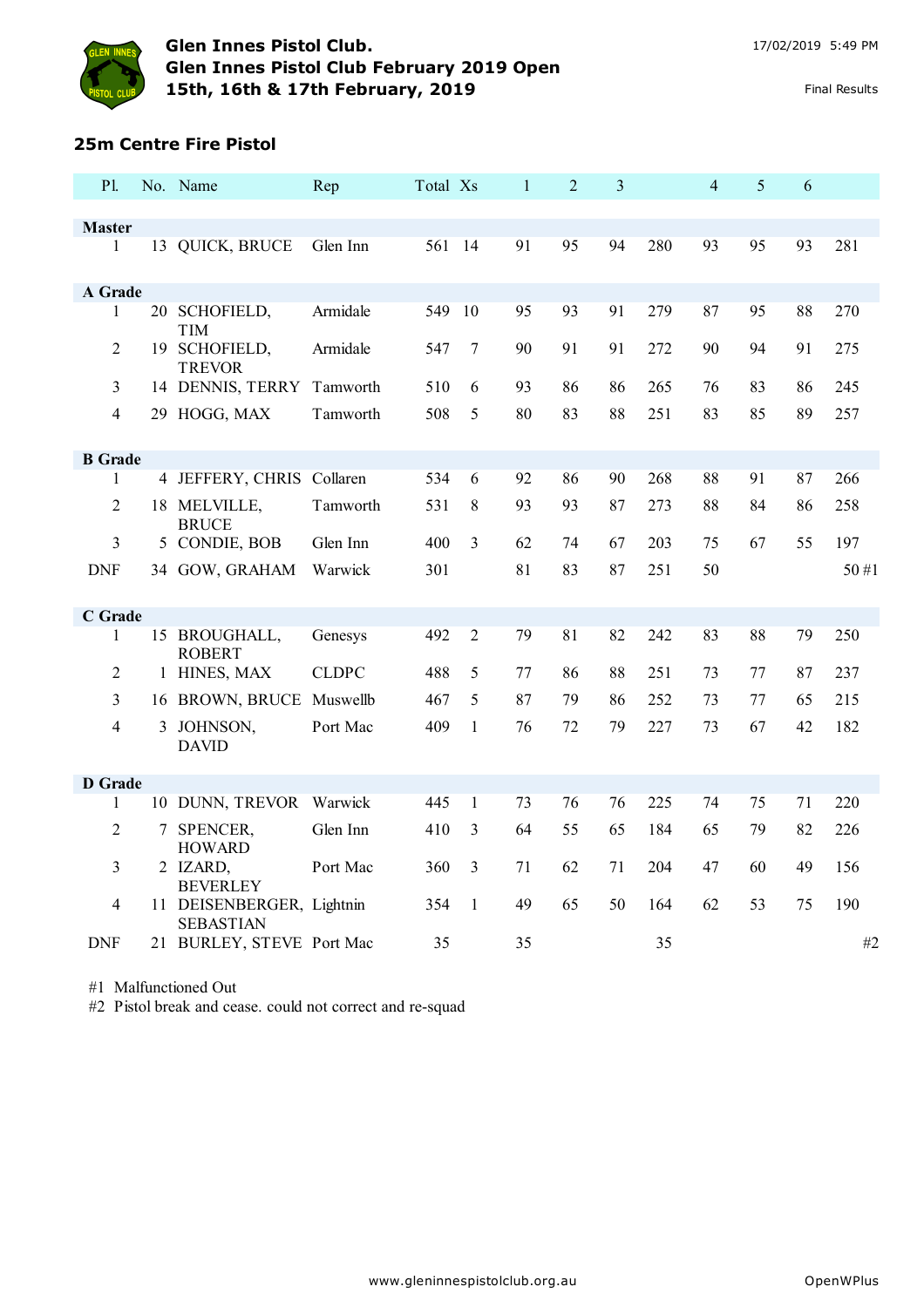# Glen Innes Pistol Club.
## Glen Innes Pistol Club February 2019 Open
## 15th, 16th & 17th February, 2019

17/02/2019 5:49 PM

Final Results

### 25m Centre Fire Pistol

| Pl. | No. | Name | Rep | Total | Xs | 1 | 2 | 3 | | 4 | 5 | 6 | |
|---|---|---|---|---|---|---|---|---|---|---|---|---|---|
| **Master** | | | | | | | | | | | | | |
| 1 | 13 | QUICK, BRUCE | Glen Inn | 561 | 14 | 91 | 95 | 94 | 280 | 93 | 95 | 93 | 281 |
| **A Grade** | | | | | | | | | | | | | |
| 1 | 20 | SCHOFIELD, TIM | Armidale | 549 | 10 | 95 | 93 | 91 | 279 | 87 | 95 | 88 | 270 |
| 2 | 19 | SCHOFIELD, TREVOR | Armidale | 547 | 7 | 90 | 91 | 91 | 272 | 90 | 94 | 91 | 275 |
| 3 | 14 | DENNIS, TERRY | Tamworth | 510 | 6 | 93 | 86 | 86 | 265 | 76 | 83 | 86 | 245 |
| 4 | 29 | HOGG, MAX | Tamworth | 508 | 5 | 80 | 83 | 88 | 251 | 83 | 85 | 89 | 257 |
| **B Grade** | | | | | | | | | | | | | |
| 1 | 4 | JEFFERY, CHRIS | Collaren | 534 | 6 | 92 | 86 | 90 | 268 | 88 | 91 | 87 | 266 |
| 2 | 18 | MELVILLE, BRUCE | Tamworth | 531 | 8 | 93 | 93 | 87 | 273 | 88 | 84 | 86 | 258 |
| 3 | 5 | CONDIE, BOB | Glen Inn | 400 | 3 | 62 | 74 | 67 | 203 | 75 | 67 | 55 | 197 |
| DNF | 34 | GOW, GRAHAM | Warwick | 301 | | 81 | 83 | 87 | 251 | 50 | | | 50 #1 |
| **C Grade** | | | | | | | | | | | | | |
| 1 | 15 | BROUGHALL, ROBERT | Genesys | 492 | 2 | 79 | 81 | 82 | 242 | 83 | 88 | 79 | 250 |
| 2 | 1 | HINES, MAX | CLDPC | 488 | 5 | 77 | 86 | 88 | 251 | 73 | 77 | 87 | 237 |
| 3 | 16 | BROWN, BRUCE | Muswellb | 467 | 5 | 87 | 79 | 86 | 252 | 73 | 77 | 65 | 215 |
| 4 | 3 | JOHNSON, DAVID | Port Mac | 409 | 1 | 76 | 72 | 79 | 227 | 73 | 67 | 42 | 182 |
| **D Grade** | | | | | | | | | | | | | |
| 1 | 10 | DUNN, TREVOR | Warwick | 445 | 1 | 73 | 76 | 76 | 225 | 74 | 75 | 71 | 220 |
| 2 | 7 | SPENCER, HOWARD | Glen Inn | 410 | 3 | 64 | 55 | 65 | 184 | 65 | 79 | 82 | 226 |
| 3 | 2 | IZARD, BEVERLEY | Port Mac | 360 | 3 | 71 | 62 | 71 | 204 | 47 | 60 | 49 | 156 |
| 4 | 11 | DEISENBERGER, SEBASTIAN | Lightnin | 354 | 1 | 49 | 65 | 50 | 164 | 62 | 53 | 75 | 190 |
| DNF | 21 | BURLEY, STEVE | Port Mac | 35 | | 35 | | | 35 | | | | #2 |

#1 Malfunctioned Out

#2 Pistol break and cease. could not correct and re-squad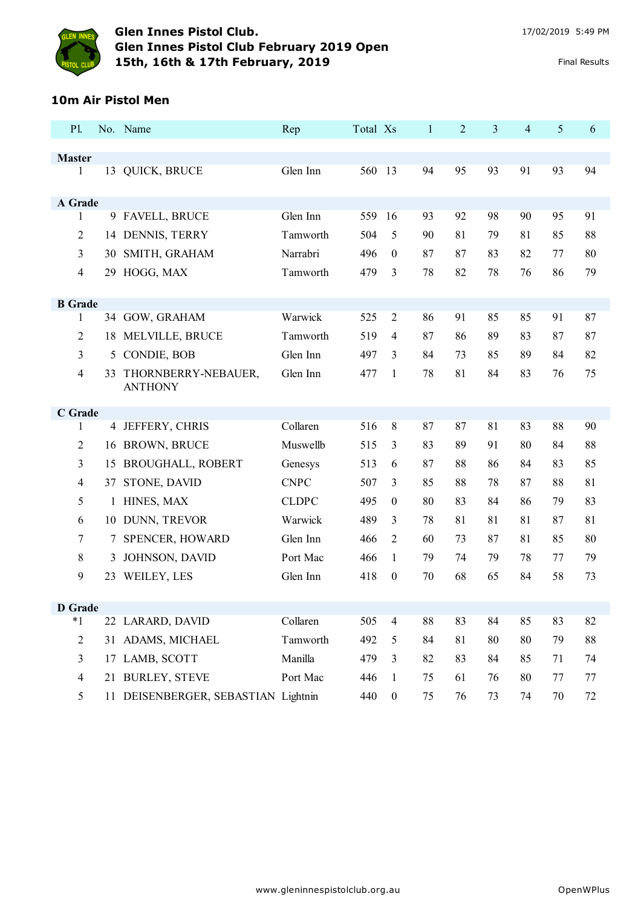**Glen Innes Pistol Club.**
**Glen Innes Pistol Club February 2019 Open**
**15th, 16th & 17th February, 2019**

17/02/2019 5:49 PM

Final Results

## 10m Air Pistol Men

| Pl. | No. | Name | Rep | Total | Xs | 1 | 2 | 3 | 4 | 5 | 6 |
|---|---|---|---|---|---|---|---|---|---|---|---|
| **Master** | | | | | | | | | | | |
| 1 | 13 | QUICK, BRUCE | Glen Inn | 560 | 13 | 94 | 95 | 93 | 91 | 93 | 94 |
| **A Grade** | | | | | | | | | | | |
| 1 | 9 | FAVELL, BRUCE | Glen Inn | 559 | 16 | 93 | 92 | 98 | 90 | 95 | 91 |
| 2 | 14 | DENNIS, TERRY | Tamworth | 504 | 5 | 90 | 81 | 79 | 81 | 85 | 88 |
| 3 | 30 | SMITH, GRAHAM | Narrabri | 496 | 0 | 87 | 87 | 83 | 82 | 77 | 80 |
| 4 | 29 | HOGG, MAX | Tamworth | 479 | 3 | 78 | 82 | 78 | 76 | 86 | 79 |
| **B Grade** | | | | | | | | | | | |
| 1 | 34 | GOW, GRAHAM | Warwick | 525 | 2 | 86 | 91 | 85 | 85 | 91 | 87 |
| 2 | 18 | MELVILLE, BRUCE | Tamworth | 519 | 4 | 87 | 86 | 89 | 83 | 87 | 87 |
| 3 | 5 | CONDIE, BOB | Glen Inn | 497 | 3 | 84 | 73 | 85 | 89 | 84 | 82 |
| 4 | 33 | THORNBERRY-NEBAUER, ANTHONY | Glen Inn | 477 | 1 | 78 | 81 | 84 | 83 | 76 | 75 |
| **C Grade** | | | | | | | | | | | |
| 1 | 4 | JEFFERY, CHRIS | Collaren | 516 | 8 | 87 | 87 | 81 | 83 | 88 | 90 |
| 2 | 16 | BROWN, BRUCE | Muswellb | 515 | 3 | 83 | 89 | 91 | 80 | 84 | 88 |
| 3 | 15 | BROUGHALL, ROBERT | Genesys | 513 | 6 | 87 | 88 | 86 | 84 | 83 | 85 |
| 4 | 37 | STONE, DAVID | CNPC | 507 | 3 | 85 | 88 | 78 | 87 | 88 | 81 |
| 5 | 1 | HINES, MAX | CLDPC | 495 | 0 | 80 | 83 | 84 | 86 | 79 | 83 |
| 6 | 10 | DUNN, TREVOR | Warwick | 489 | 3 | 78 | 81 | 81 | 81 | 87 | 81 |
| 7 | 7 | SPENCER, HOWARD | Glen Inn | 466 | 2 | 60 | 73 | 87 | 81 | 85 | 80 |
| 8 | 3 | JOHNSON, DAVID | Port Mac | 466 | 1 | 79 | 74 | 79 | 78 | 77 | 79 |
| 9 | 23 | WEILEY, LES | Glen Inn | 418 | 0 | 70 | 68 | 65 | 84 | 58 | 73 |
| **D Grade** | | | | | | | | | | | |
| *1 | 22 | LARARD, DAVID | Collaren | 505 | 4 | 88 | 83 | 84 | 85 | 83 | 82 |
| 2 | 31 | ADAMS, MICHAEL | Tamworth | 492 | 5 | 84 | 81 | 80 | 80 | 79 | 88 |
| 3 | 17 | LAMB, SCOTT | Manilla | 479 | 3 | 82 | 83 | 84 | 85 | 71 | 74 |
| 4 | 21 | BURLEY, STEVE | Port Mac | 446 | 1 | 75 | 61 | 76 | 80 | 77 | 77 |
| 5 | 11 | DEISENBERGER, SEBASTIAN | Lightnin | 440 | 0 | 75 | 76 | 73 | 74 | 70 | 72 |

www.gleninnespistolclub.org.au

OpenWPlus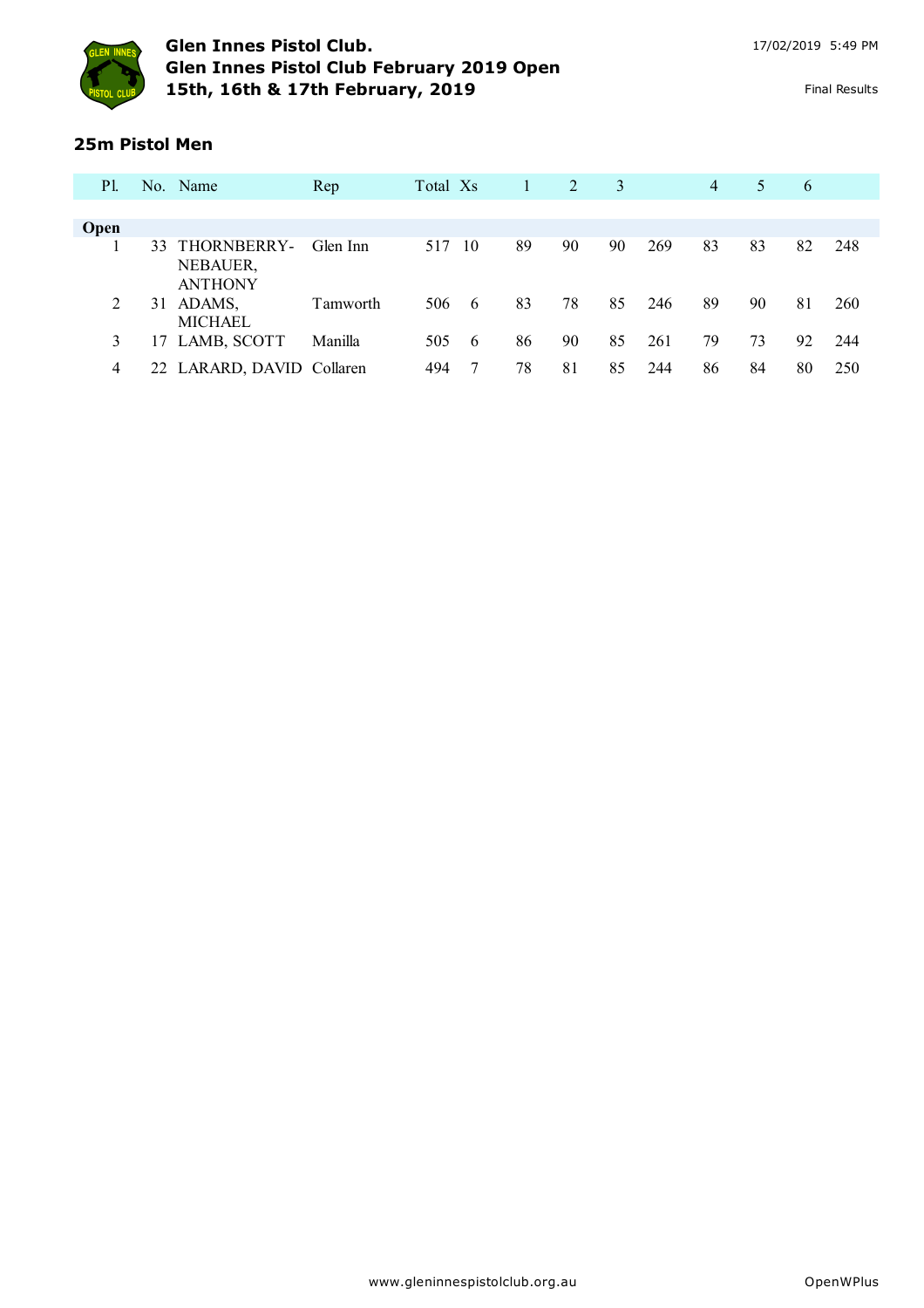# Glen Innes Pistol Club.
## Glen Innes Pistol Club February 2019 Open
## 15th, 16th & 17th February, 2019

17/02/2019 5:49 PM

Final Results

### 25m Pistol Men

| Pl. | No. | Name | Rep | Total | Xs | 1 | 2 | 3 | | 4 | 5 | 6 | |
|---|---|---|---|---|---|---|---|---|---|---|---|---|---|
| **Open** | | | | | | | | | | | | | |
| 1 | 33 | THORNBERRY-NEBAUER, ANTHONY | Glen Inn | 517 | 10 | 89 | 90 | 90 | 269 | 83 | 83 | 82 | 248 |
| 2 | 31 | ADAMS, MICHAEL | Tamworth | 506 | 6 | 83 | 78 | 85 | 246 | 89 | 90 | 81 | 260 |
| 3 | 17 | LAMB, SCOTT | Manilla | 505 | 6 | 86 | 90 | 85 | 261 | 79 | 73 | 92 | 244 |
| 4 | 22 | LARARD, DAVID | Collaren | 494 | 7 | 78 | 81 | 85 | 244 | 86 | 84 | 80 | 250 |

www.gleninnespistolclub.org.au

OpenWPlus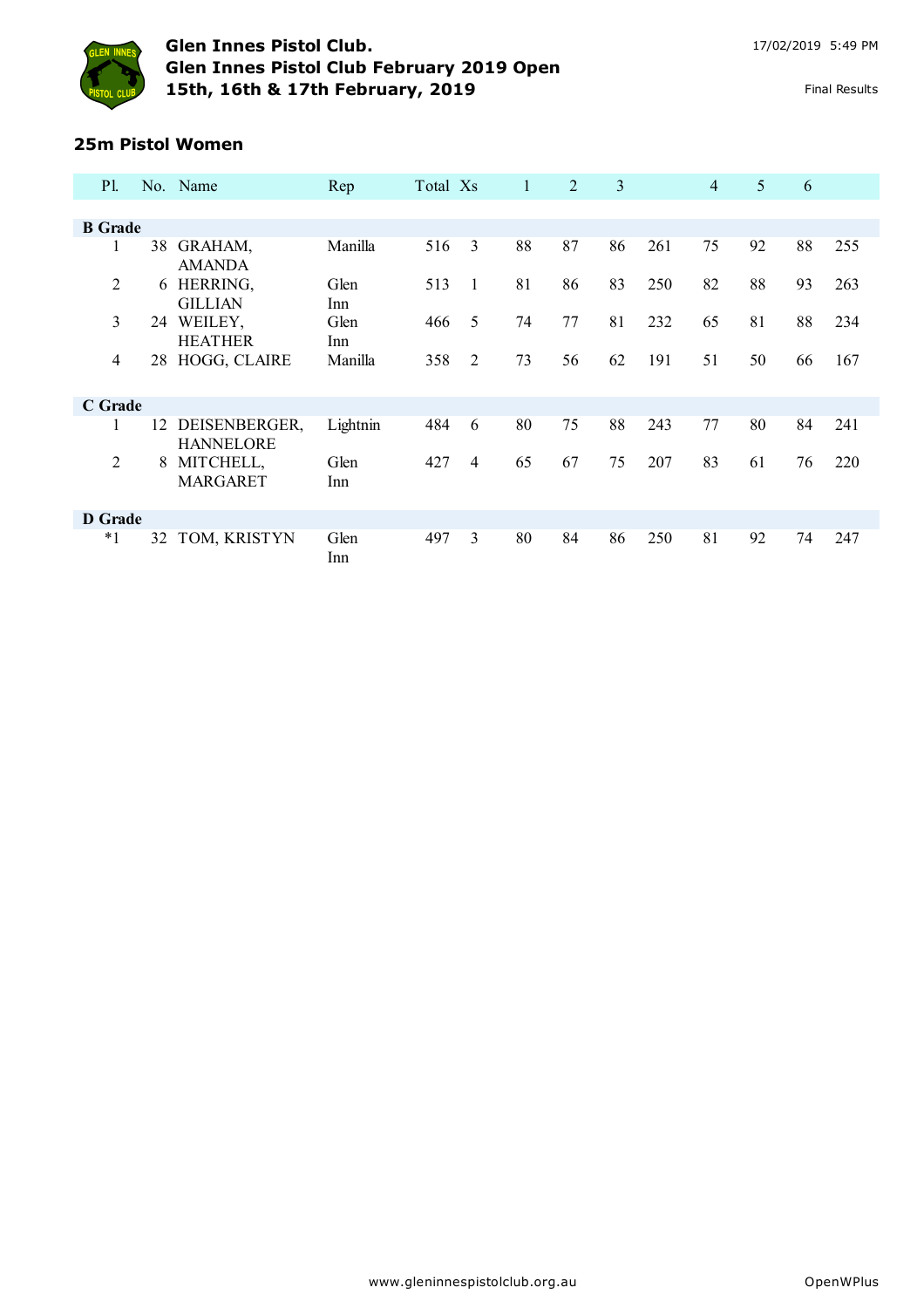# Glen Innes Pistol Club.
## Glen Innes Pistol Club February 2019 Open
## 15th, 16th & 17th February, 2019

17/02/2019 5:49 PM

Final Results

### 25m Pistol Women

| Pl. | No. | Name | Rep | Total | Xs | 1 | 2 | 3 | | 4 | 5 | 6 | |
|---|---|---|---|---|---|---|---|---|---|---|---|---|---|
| **B Grade** | | | | | | | | | | | | | |
| 1 | 38 | GRAHAM, AMANDA | Manilla | 516 | 3 | 88 | 87 | 86 | 261 | 75 | 92 | 88 | 255 |
| 2 | 6 | HERRING, GILLIAN | Glen Inn | 513 | 1 | 81 | 86 | 83 | 250 | 82 | 88 | 93 | 263 |
| 3 | 24 | WEILEY, HEATHER | Glen Inn | 466 | 5 | 74 | 77 | 81 | 232 | 65 | 81 | 88 | 234 |
| 4 | 28 | HOGG, CLAIRE | Manilla | 358 | 2 | 73 | 56 | 62 | 191 | 51 | 50 | 66 | 167 |
| **C Grade** | | | | | | | | | | | | | |
| 1 | 12 | DEISENBERGER, HANNELORE | Lightnin | 484 | 6 | 80 | 75 | 88 | 243 | 77 | 80 | 84 | 241 |
| 2 | 8 | MITCHELL, MARGARET | Glen Inn | 427 | 4 | 65 | 67 | 75 | 207 | 83 | 61 | 76 | 220 |
| **D Grade** | | | | | | | | | | | | | |
| *1 | 32 | TOM, KRISTYN | Glen Inn | 497 | 3 | 80 | 84 | 86 | 250 | 81 | 92 | 74 | 247 |

www.gleninnespistolclub.org.au OpenWPlus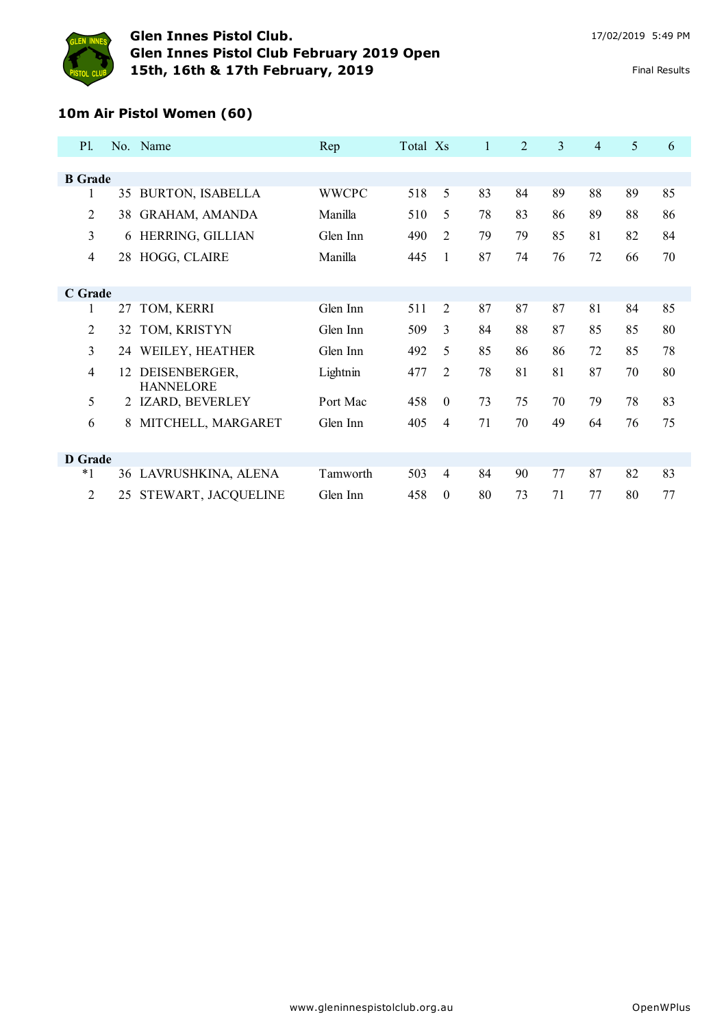# Glen Innes Pistol Club.
## Glen Innes Pistol Club February 2019 Open
## 15th, 16th & 17th February, 2019

17/02/2019 5:49 PM

Final Results

### 10m Air Pistol Women (60)

| Pl. | No. | Name | Rep | Total | Xs | 1 | 2 | 3 | 4 | 5 | 6 |
|---|---|---|---|---|---|---|---|---|---|---|---|
| **B Grade** | | | | | | | | | | | |
| 1 | 35 | BURTON, ISABELLA | WWCPC | 518 | 5 | 83 | 84 | 89 | 88 | 89 | 85 |
| 2 | 38 | GRAHAM, AMANDA | Manilla | 510 | 5 | 78 | 83 | 86 | 89 | 88 | 86 |
| 3 | 6 | HERRING, GILLIAN | Glen Inn | 490 | 2 | 79 | 79 | 85 | 81 | 82 | 84 |
| 4 | 28 | HOGG, CLAIRE | Manilla | 445 | 1 | 87 | 74 | 76 | 72 | 66 | 70 |
| **C Grade** | | | | | | | | | | | |
| 1 | 27 | TOM, KERRI | Glen Inn | 511 | 2 | 87 | 87 | 87 | 81 | 84 | 85 |
| 2 | 32 | TOM, KRISTYN | Glen Inn | 509 | 3 | 84 | 88 | 87 | 85 | 85 | 80 |
| 3 | 24 | WEILEY, HEATHER | Glen Inn | 492 | 5 | 85 | 86 | 86 | 72 | 85 | 78 |
| 4 | 12 | DEISENBERGER, HANNELORE | Lightnin | 477 | 2 | 78 | 81 | 81 | 87 | 70 | 80 |
| 5 | 2 | IZARD, BEVERLEY | Port Mac | 458 | 0 | 73 | 75 | 70 | 79 | 78 | 83 |
| 6 | 8 | MITCHELL, MARGARET | Glen Inn | 405 | 4 | 71 | 70 | 49 | 64 | 76 | 75 |
| **D Grade** | | | | | | | | | | | |
| *1 | 36 | LAVRUSHKINA, ALENA | Tamworth | 503 | 4 | 84 | 90 | 77 | 87 | 82 | 83 |
| 2 | 25 | STEWART, JACQUELINE | Glen Inn | 458 | 0 | 80 | 73 | 71 | 77 | 80 | 77 |

www.gleninnespistolclub.org.au

OpenWPlus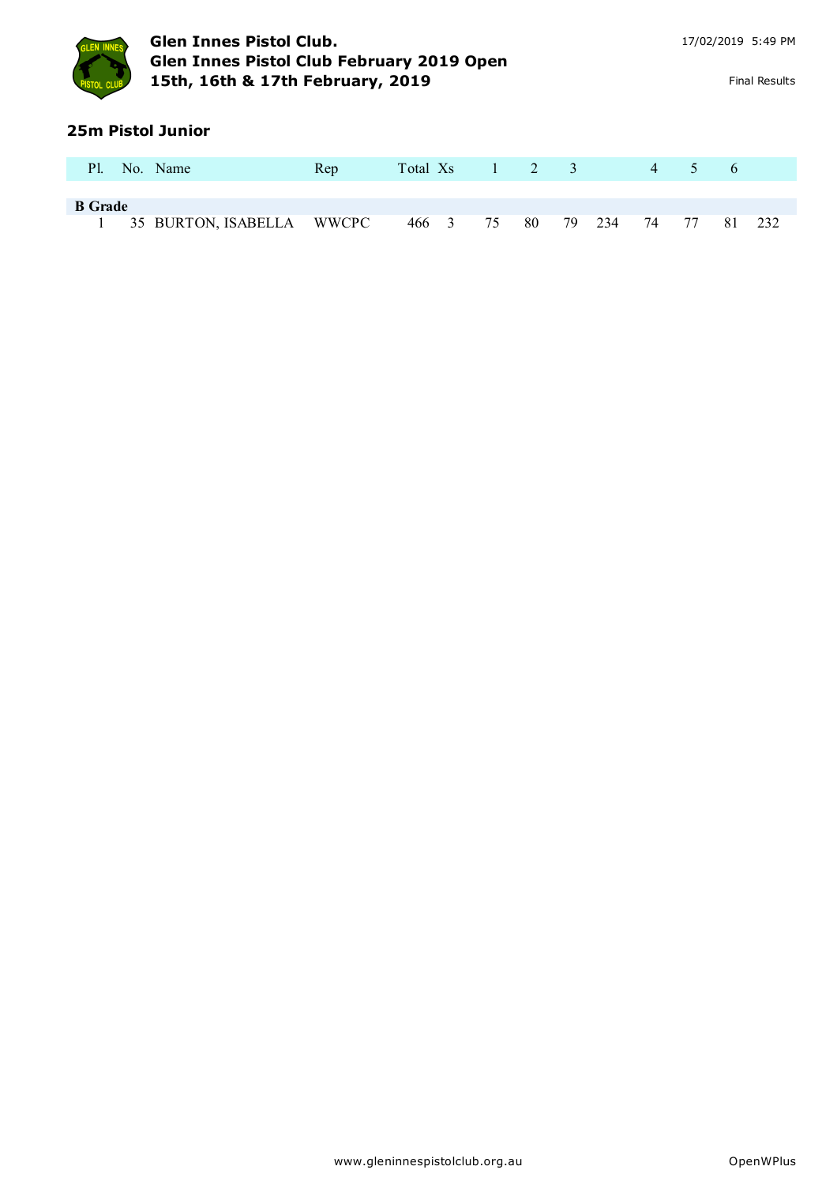## 25m Pistol Junior

| Pl. | No. | Name | Rep | Total | Xs | 1 | 2 | 3 | | 4 | 5 | 6 | |
|---|---|---|---|---|---|---|---|---|---|---|---|---|---|
| **B Grade** | | | | | | | | | | | | | |
| 1 | 35 | BURTON, ISABELLA | WWCPC | 466 | 3 | 75 | 80 | 79 | 234 | 74 | 77 | 81 | 232 |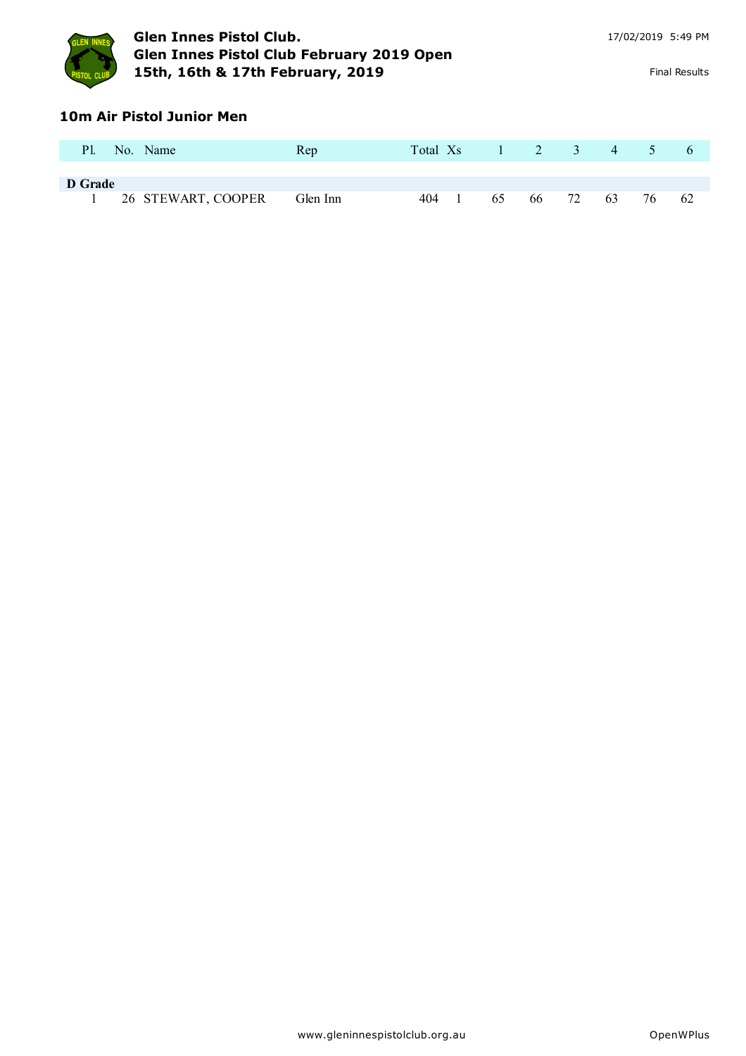**Glen Innes Pistol Club.**
**Glen Innes Pistol Club February 2019 Open**
**15th, 16th & 17th February, 2019**

17/02/2019 5:49 PM

Final Results

## 10m Air Pistol Junior Men

| Pl. | No. | Name | Rep | Total | Xs | 1 | 2 | 3 | 4 | 5 | 6 |
|---|---|---|---|---|---|---|---|---|---|---|---|
| **D Grade** | | | | | | | | | | | |
| 1 | 26 | STEWART, COOPER | Glen Inn | 404 | 1 | 65 | 66 | 72 | 63 | 76 | 62 |

www.gleninnespistolclub.org.au

OpenWPlus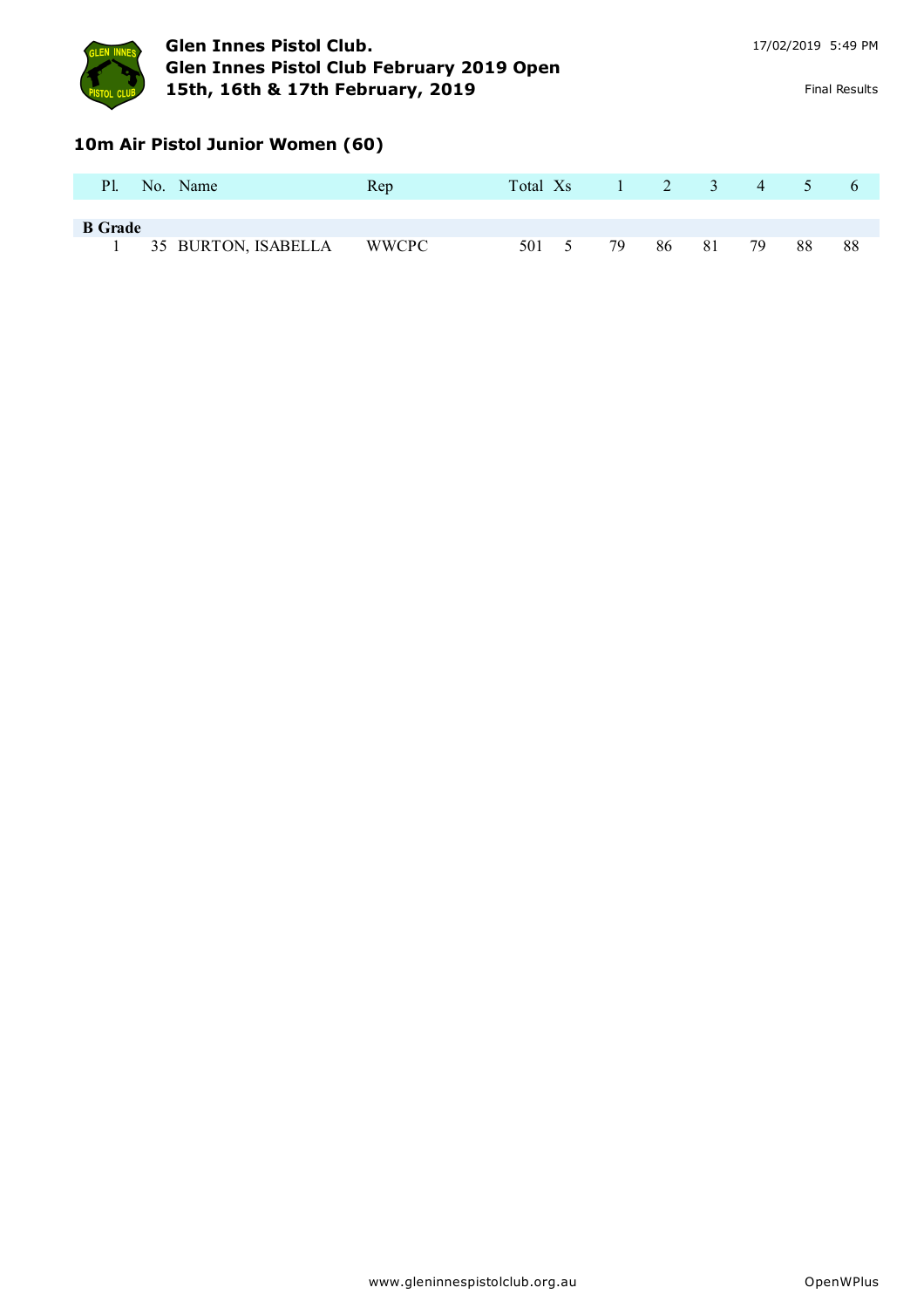**Glen Innes Pistol Club.**
**Glen Innes Pistol Club February 2019 Open**
**15th, 16th & 17th February, 2019**

17/02/2019 5:49 PM

Final Results

### 10m Air Pistol Junior Women (60)

| Pl. | No. | Name | Rep | Total | Xs | 1 | 2 | 3 | 4 | 5 | 6 |
|---|---|---|---|---|---|---|---|---|---|---|---|
| **B Grade** | | | | | | | | | | | |
| 1 | 35 | BURTON, ISABELLA | WWCPC | 501 | 5 | 79 | 86 | 81 | 79 | 88 | 88 |

www.gleninnespistolclub.org.au

OpenWPlus